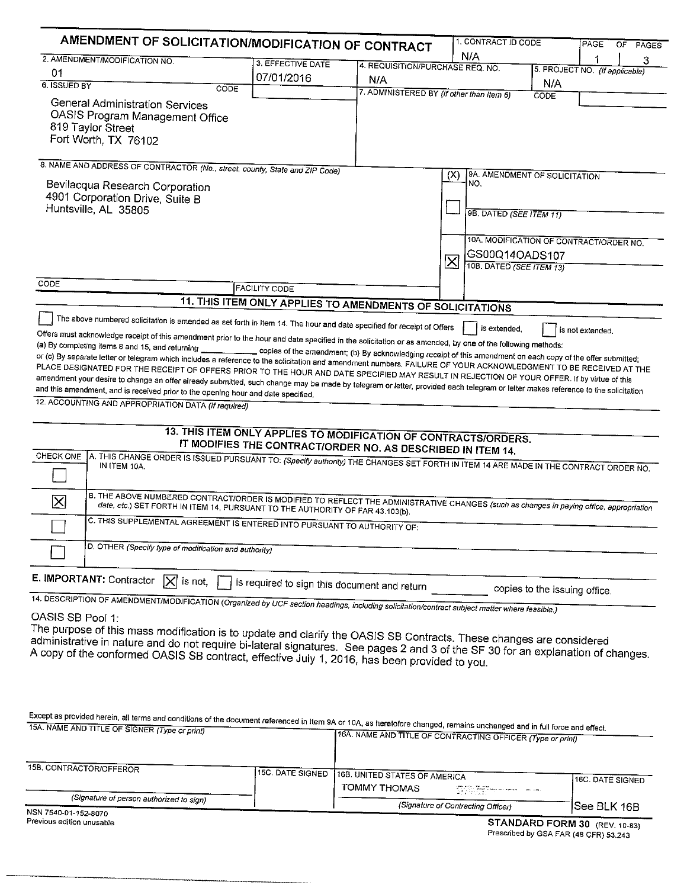# AMENDMENT OF SOLICITATION/MODIFICATION OF CONTRACT

| 1. CONTRACT ID CODE | PAGE OF PAGES |
|---|---|
| N/A | 1 of 3 |

| 2. AMENDMENT/MODIFICATION NO. | 3. EFFECTIVE DATE | 4. REQUISITION/PURCHASE REQ. NO. | 5. PROJECT NO. (If applicable) |
|---|---|---|---|
| 01 | 07/01/2016 | N/A | N/A |

**6. ISSUED BY** CODE

General Administration Services
OASIS Program Management Office
819 Taylor Street
Fort Worth, TX 76102

**7. ADMINISTERED BY** *(If other than Item 6)* CODE

**8. NAME AND ADDRESS OF CONTRACTOR** *(No., street, county, State and ZIP Code)*

Bevilacqua Research Corporation
4901 Corporation Drive, Suite B
Huntsville, AL 35805

CODE | FACILITY CODE

(X) 9A. AMENDMENT OF SOLICITATION NO.

☐ 9B. DATED *(SEE ITEM 11)*

☒ 10A. MODIFICATION OF CONTRACT/ORDER NO.
GS00Q14OADS107

10B. DATED *(SEE ITEM 13)*

## 11. THIS ITEM ONLY APPLIES TO AMENDMENTS OF SOLICITATIONS

☐ The above numbered solicitation is amended as set forth in Item 14. The hour and date specified for receipt of Offers ☐ is extended, ☐ is not extended.

Offers must acknowledge receipt of this amendment prior to the hour and date specified in the solicitation or as amended, by one of the following methods: (a) By completing items 8 and 15, and returning ________ copies of the amendment; (b) By acknowledging receipt of this amendment on each copy of the offer submitted; or (c) By separate letter or telegram which includes a reference to the solicitation and amendment numbers. FAILURE OF YOUR ACKNOWLEDGMENT TO BE RECEIVED AT THE PLACE DESIGNATED FOR THE RECEIPT OF OFFERS PRIOR TO THE HOUR AND DATE SPECIFIED MAY RESULT IN REJECTION OF YOUR OFFER. If by virtue of this amendment your desire to change an offer already submitted, such change may be made by telegram or letter, provided each telegram or letter makes reference to the solicitation and this amendment, and is received prior to the opening hour and date specified.

**12. ACCOUNTING AND APPROPRIATION DATA** *(If required)*

## 13. THIS ITEM ONLY APPLIES TO MODIFICATION OF CONTRACTS/ORDERS. IT MODIFIES THE CONTRACT/ORDER NO. AS DESCRIBED IN ITEM 14.

| CHECK ONE | |
|---|---|
| ☐ | A. THIS CHANGE ORDER IS ISSUED PURSUANT TO: *(Specify authority)* THE CHANGES SET FORTH IN ITEM 14 ARE MADE IN THE CONTRACT ORDER NO. IN ITEM 10A. |
| ☒ | B. THE ABOVE NUMBERED CONTRACT/ORDER IS MODIFIED TO REFLECT THE ADMINISTRATIVE CHANGES *(such as changes in paying office, appropriation date, etc.)* SET FORTH IN ITEM 14, PURSUANT TO THE AUTHORITY OF FAR 43.103(b). |
| ☐ | C. THIS SUPPLEMENTAL AGREEMENT IS ENTERED INTO PURSUANT TO AUTHORITY OF: |
| ☐ | D. OTHER *(Specify type of modification and authority)* |

**E. IMPORTANT:** Contractor ☒ is not, ☐ is required to sign this document and return ________ copies to the issuing office.

**14. DESCRIPTION OF AMENDMENT/MODIFICATION** *(Organized by UCF section headings, including solicitation/contract subject matter where feasible.)*

OASIS SB Pool 1:
The purpose of this mass modification is to update and clarify the OASIS SB Contracts. These changes are considered administrative in nature and do not require bi-lateral signatures. See pages 2 and 3 of the SF 30 for an explanation of changes. A copy of the conformed OASIS SB contract, effective July 1, 2016, has been provided to you.

Except as provided herein, all terms and conditions of the document referenced in Item 9A or 10A, as heretofore changed, remains unchanged and in full force and effect.

| 15A. NAME AND TITLE OF SIGNER *(Type or print)* | | 16A. NAME AND TITLE OF CONTRACTING OFFICER *(Type or print)* | |
|---|---|---|---|
| 15B. CONTRACTOR/OFFEROR | 15C. DATE SIGNED | 16B. UNITED STATES OF AMERICA | 16C. DATE SIGNED |
| *(Signature of person authorized to sign)* | | TOMMY THOMAS *(Signature of Contracting Officer)* | See BLK 16B |

NSN 7540-01-152-8070
Previous edition unusable

**STANDARD FORM 30** (REV. 10-83)
Prescribed by GSA FAR (48 CFR) 53.243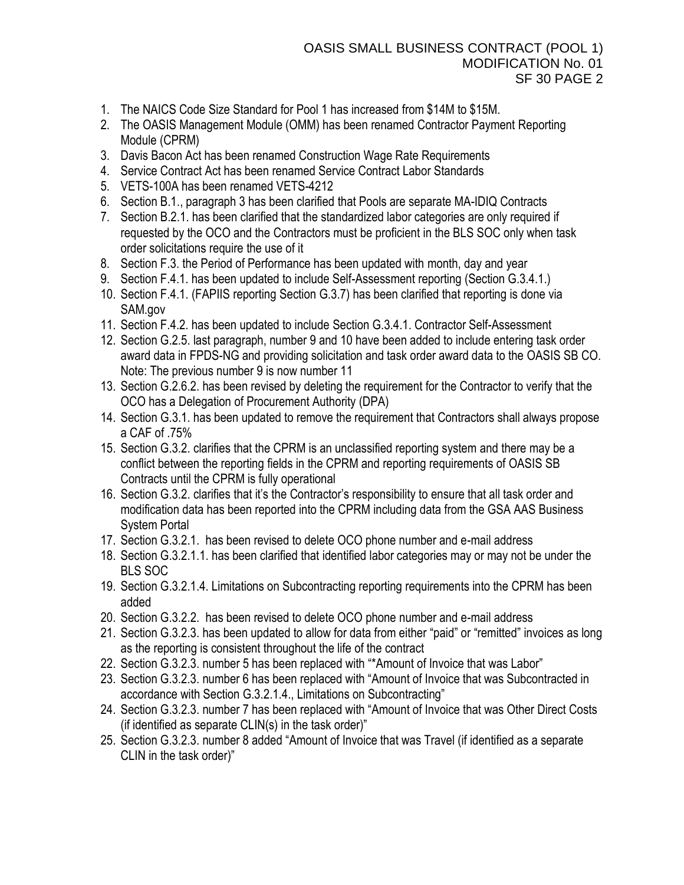1. The NAICS Code Size Standard for Pool 1 has increased from $14M to $15M.
2. The OASIS Management Module (OMM) has been renamed Contractor Payment Reporting Module (CPRM)
3. Davis Bacon Act has been renamed Construction Wage Rate Requirements
4. Service Contract Act has been renamed Service Contract Labor Standards
5. VETS-100A has been renamed VETS-4212
6. Section B.1., paragraph 3 has been clarified that Pools are separate MA-IDIQ Contracts
7. Section B.2.1. has been clarified that the standardized labor categories are only required if requested by the OCO and the Contractors must be proficient in the BLS SOC only when task order solicitations require the use of it
8. Section F.3. the Period of Performance has been updated with month, day and year
9. Section F.4.1. has been updated to include Self-Assessment reporting (Section G.3.4.1.)
10. Section F.4.1. (FAPIIS reporting Section G.3.7) has been clarified that reporting is done via SAM.gov
11. Section F.4.2. has been updated to include Section G.3.4.1. Contractor Self-Assessment
12. Section G.2.5. last paragraph, number 9 and 10 have been added to include entering task order award data in FPDS-NG and providing solicitation and task order award data to the OASIS SB CO. Note: The previous number 9 is now number 11
13. Section G.2.6.2. has been revised by deleting the requirement for the Contractor to verify that the OCO has a Delegation of Procurement Authority (DPA)
14. Section G.3.1. has been updated to remove the requirement that Contractors shall always propose a CAF of .75%
15. Section G.3.2. clarifies that the CPRM is an unclassified reporting system and there may be a conflict between the reporting fields in the CPRM and reporting requirements of OASIS SB Contracts until the CPRM is fully operational
16. Section G.3.2. clarifies that it's the Contractor's responsibility to ensure that all task order and modification data has been reported into the CPRM including data from the GSA AAS Business System Portal
17. Section G.3.2.1. has been revised to delete OCO phone number and e-mail address
18. Section G.3.2.1.1. has been clarified that identified labor categories may or may not be under the BLS SOC
19. Section G.3.2.1.4. Limitations on Subcontracting reporting requirements into the CPRM has been added
20. Section G.3.2.2. has been revised to delete OCO phone number and e-mail address
21. Section G.3.2.3. has been updated to allow for data from either "paid" or "remitted" invoices as long as the reporting is consistent throughout the life of the contract
22. Section G.3.2.3. number 5 has been replaced with "*Amount of Invoice that was Labor"
23. Section G.3.2.3. number 6 has been replaced with "Amount of Invoice that was Subcontracted in accordance with Section G.3.2.1.4., Limitations on Subcontracting"
24. Section G.3.2.3. number 7 has been replaced with "Amount of Invoice that was Other Direct Costs (if identified as separate CLIN(s) in the task order)"
25. Section G.3.2.3. number 8 added "Amount of Invoice that was Travel (if identified as a separate CLIN in the task order)"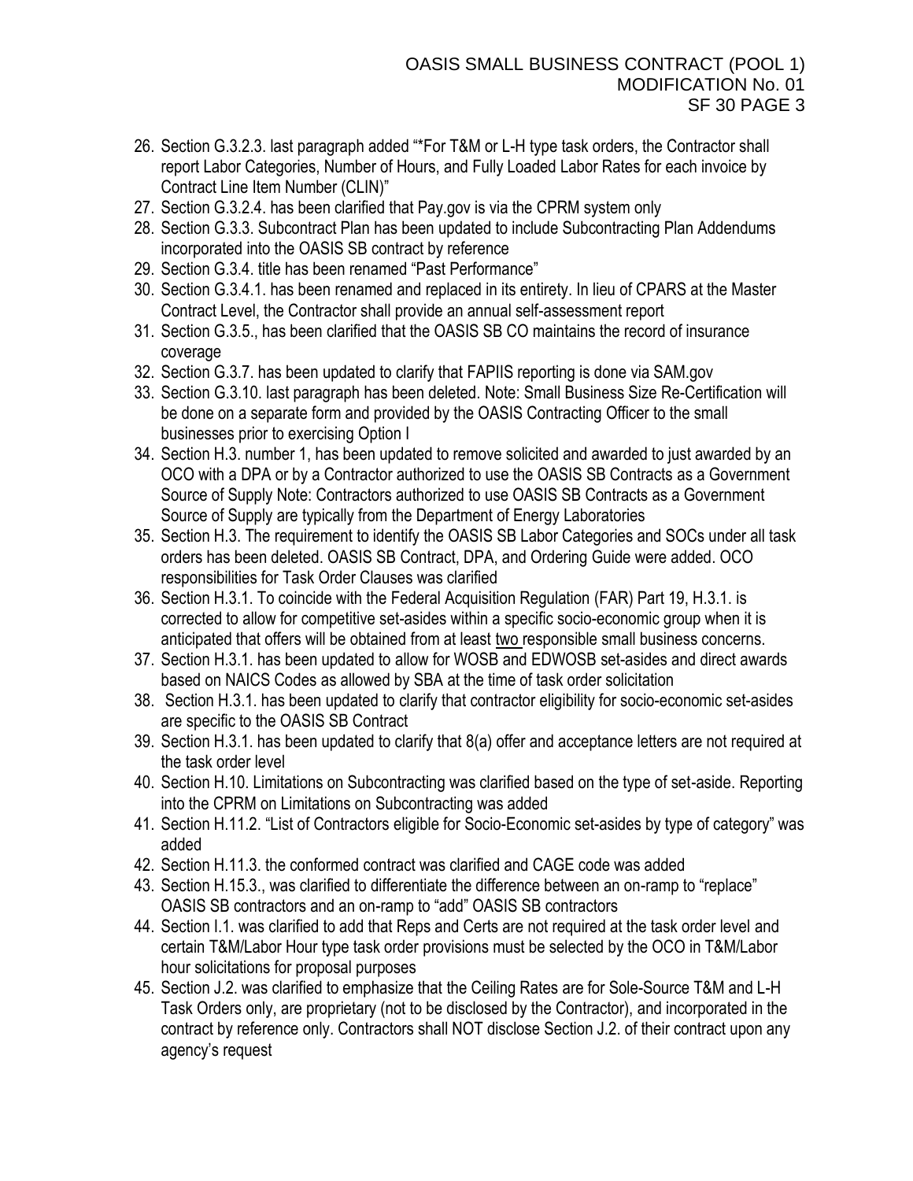26. Section G.3.2.3. last paragraph added "*For T&M or L-H type task orders, the Contractor shall report Labor Categories, Number of Hours, and Fully Loaded Labor Rates for each invoice by Contract Line Item Number (CLIN)"
27. Section G.3.2.4. has been clarified that Pay.gov is via the CPRM system only
28. Section G.3.3. Subcontract Plan has been updated to include Subcontracting Plan Addendums incorporated into the OASIS SB contract by reference
29. Section G.3.4. title has been renamed "Past Performance"
30. Section G.3.4.1. has been renamed and replaced in its entirety. In lieu of CPARS at the Master Contract Level, the Contractor shall provide an annual self-assessment report
31. Section G.3.5., has been clarified that the OASIS SB CO maintains the record of insurance coverage
32. Section G.3.7. has been updated to clarify that FAPIIS reporting is done via SAM.gov
33. Section G.3.10. last paragraph has been deleted. Note: Small Business Size Re-Certification will be done on a separate form and provided by the OASIS Contracting Officer to the small businesses prior to exercising Option I
34. Section H.3. number 1, has been updated to remove solicited and awarded to just awarded by an OCO with a DPA or by a Contractor authorized to use the OASIS SB Contracts as a Government Source of Supply Note: Contractors authorized to use OASIS SB Contracts as a Government Source of Supply are typically from the Department of Energy Laboratories
35. Section H.3. The requirement to identify the OASIS SB Labor Categories and SOCs under all task orders has been deleted. OASIS SB Contract, DPA, and Ordering Guide were added. OCO responsibilities for Task Order Clauses was clarified
36. Section H.3.1. To coincide with the Federal Acquisition Regulation (FAR) Part 19, H.3.1. is corrected to allow for competitive set-asides within a specific socio-economic group when it is anticipated that offers will be obtained from at least two responsible small business concerns.
37. Section H.3.1. has been updated to allow for WOSB and EDWOSB set-asides and direct awards based on NAICS Codes as allowed by SBA at the time of task order solicitation
38. Section H.3.1. has been updated to clarify that contractor eligibility for socio-economic set-asides are specific to the OASIS SB Contract
39. Section H.3.1. has been updated to clarify that 8(a) offer and acceptance letters are not required at the task order level
40. Section H.10. Limitations on Subcontracting was clarified based on the type of set-aside. Reporting into the CPRM on Limitations on Subcontracting was added
41. Section H.11.2. "List of Contractors eligible for Socio-Economic set-asides by type of category" was added
42. Section H.11.3. the conformed contract was clarified and CAGE code was added
43. Section H.15.3., was clarified to differentiate the difference between an on-ramp to "replace" OASIS SB contractors and an on-ramp to "add" OASIS SB contractors
44. Section I.1. was clarified to add that Reps and Certs are not required at the task order level and certain T&M/Labor Hour type task order provisions must be selected by the OCO in T&M/Labor hour solicitations for proposal purposes
45. Section J.2. was clarified to emphasize that the Ceiling Rates are for Sole-Source T&M and L-H Task Orders only, are proprietary (not to be disclosed by the Contractor), and incorporated in the contract by reference only. Contractors shall NOT disclose Section J.2. of their contract upon any agency's request